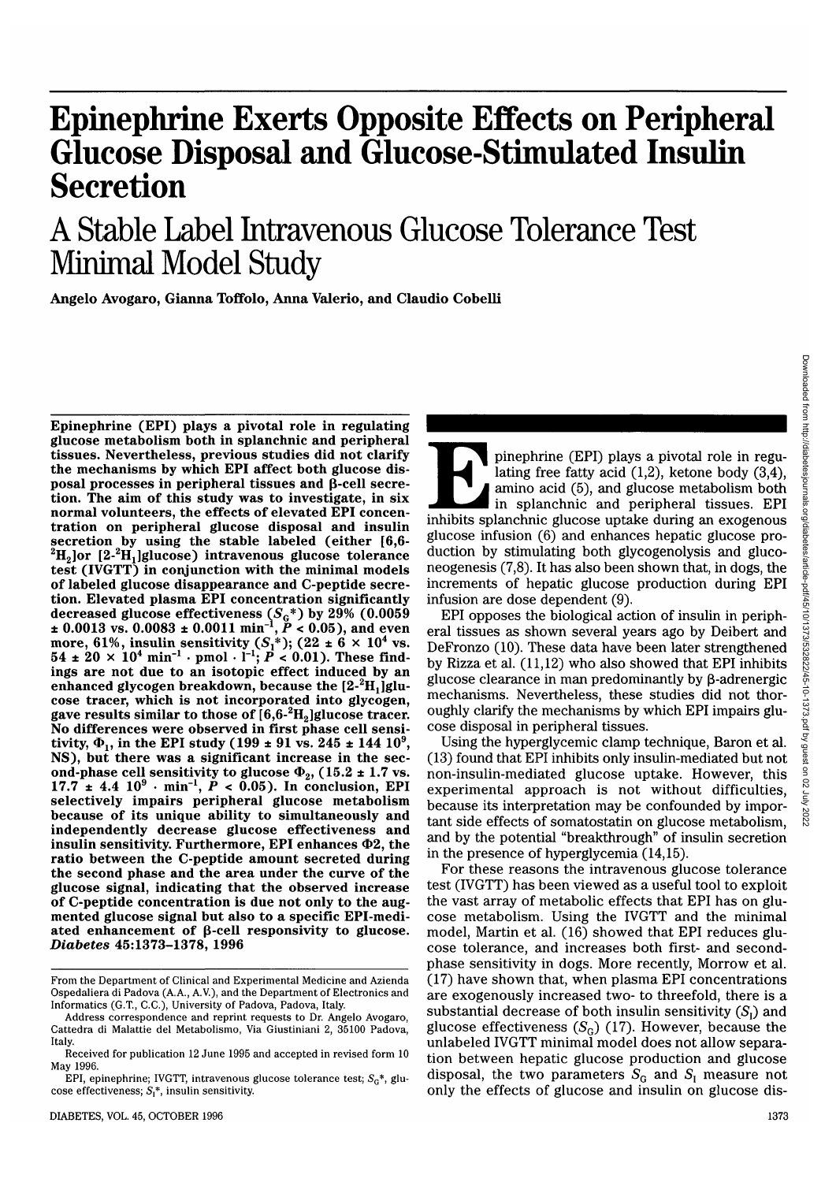# Epinephrine Exerts Opposite Effects on Peripheral Glucose Disposal and Glucose-Stimulated Insulin Secretion

## A Stable Label Intravenous Glucose Tolerance Test Minimal Model Study

Angelo Avogaro, Gianna Toffolo, Anna Valerio, and Claudio Cobelli

**Epinephrine (EPI) plays a pivotal role in regulating glucose metabolism both in splanchnic and peripheral tissues. Nevertheless, previous studies did not clarify the mechanisms by which EPI affect both glucose disposal processes in peripheral tissues and β-cell secretion. The aim of this study was to investigate, in six normal volunteers, the effects of elevated EPI concentration on peripheral glucose disposal and insulin secretion by using the stable labeled (either [6,6-$^{2}H_2$]or [2-$^{2}H_1$]glucose) intravenous glucose tolerance test (IVGTT) in conjunction with the minimal models of labeled glucose disappearance and C-peptide secretion. Elevated plasma EPI concentration significantly decreased glucose effectiveness ($S_G$*) by 29% (0.0059 ± 0.0013 vs. 0.0083 ± 0.0011 $min^{-1}$, $P < 0.05$), and even more, 61%, insulin sensitivity ($S_I$*); (22 ± 6 × $10^4$ vs. 54 ± 20 × $10^4$ $min^{-1} \cdot pmol \cdot l^{-1}$; $P < 0.01$). These findings are not due to an isotopic effect induced by an enhanced glycogen breakdown, because the [2-$^{2}H_1$]glucose tracer, which is not incorporated into glycogen, gave results similar to those of [6,6-$^{2}H_2$]glucose tracer. No differences were observed in first phase cell sensitivity, $\Phi_1$, in the EPI study (199 ± 91 vs. 245 ± 144 $10^9$, NS), but there was a significant increase in the second-phase cell sensitivity to glucose $\Phi_2$, (15.2 ± 1.7 vs. 17.7 ± 4.4 $10^9 \cdot min^{-1}$, $P < 0.05$). In conclusion, EPI selectively impairs peripheral glucose metabolism because of its unique ability to simultaneously and independently decrease glucose effectiveness and insulin sensitivity. Furthermore, EPI enhances Φ2, the ratio between the C-peptide amount secreted during the second phase and the area under the curve of the glucose signal, indicating that the observed increase of C-peptide concentration is due not only to the augmented glucose signal but also to a specific EPI-mediated enhancement of β-cell responsivity to glucose.** ***Diabetes* 45:1373–1378, 1996**

From the Department of Clinical and Experimental Medicine and Azienda Ospedaliera di Padova (A.A., A.V.), and the Department of Electronics and Informatics (G.T., C.C.), University of Padova, Padova, Italy.

Address correspondence and reprint requests to Dr. Angelo Avogaro, Cattedra di Malattie del Metabolismo, Via Giustiniani 2, 35100 Padova, Italy.

Received for publication 12 June 1995 and accepted in revised form 10 May 1996.

EPI, epinephrine; IVGTT, intravenous glucose tolerance test; $S_G$*, glucose effectiveness; $S_I$*, insulin sensitivity.

Epinephrine (EPI) plays a pivotal role in regulating free fatty acid (1,2), ketone body (3,4), amino acid (5), and glucose metabolism both in splanchnic and peripheral tissues. EPI inhibits splanchnic glucose uptake during an exogenous glucose infusion (6) and enhances hepatic glucose production by stimulating both glycogenolysis and gluconeogenesis (7,8). It has also been shown that, in dogs, the increments of hepatic glucose production during EPI infusion are dose dependent (9).

EPI opposes the biological action of insulin in peripheral tissues as shown several years ago by Deibert and DeFronzo (10). These data have been later strengthened by Rizza et al. (11,12) who also showed that EPI inhibits glucose clearance in man predominantly by β-adrenergic mechanisms. Nevertheless, these studies did not thoroughly clarify the mechanisms by which EPI impairs glucose disposal in peripheral tissues.

Using the hyperglycemic clamp technique, Baron et al. (13) found that EPI inhibits only insulin-mediated but not non-insulin-mediated glucose uptake. However, this experimental approach is not without difficulties, because its interpretation may be confounded by important side effects of somatostatin on glucose metabolism, and by the potential "breakthrough" of insulin secretion in the presence of hyperglycemia (14,15).

For these reasons the intravenous glucose tolerance test (IVGTT) has been viewed as a useful tool to exploit the vast array of metabolic effects that EPI has on glucose metabolism. Using the IVGTT and the minimal model, Martin et al. (16) showed that EPI reduces glucose tolerance, and increases both first- and second-phase sensitivity in dogs. More recently, Morrow et al. (17) have shown that, when plasma EPI concentrations are exogenously increased two- to threefold, there is a substantial decrease of both insulin sensitivity ($S_I$) and glucose effectiveness ($S_G$) (17). However, because the unlabeled IVGTT minimal model does not allow separation between hepatic glucose production and glucose disposal, the two parameters $S_G$ and $S_I$ measure not only the effects of glucose and insulin on glucose dis-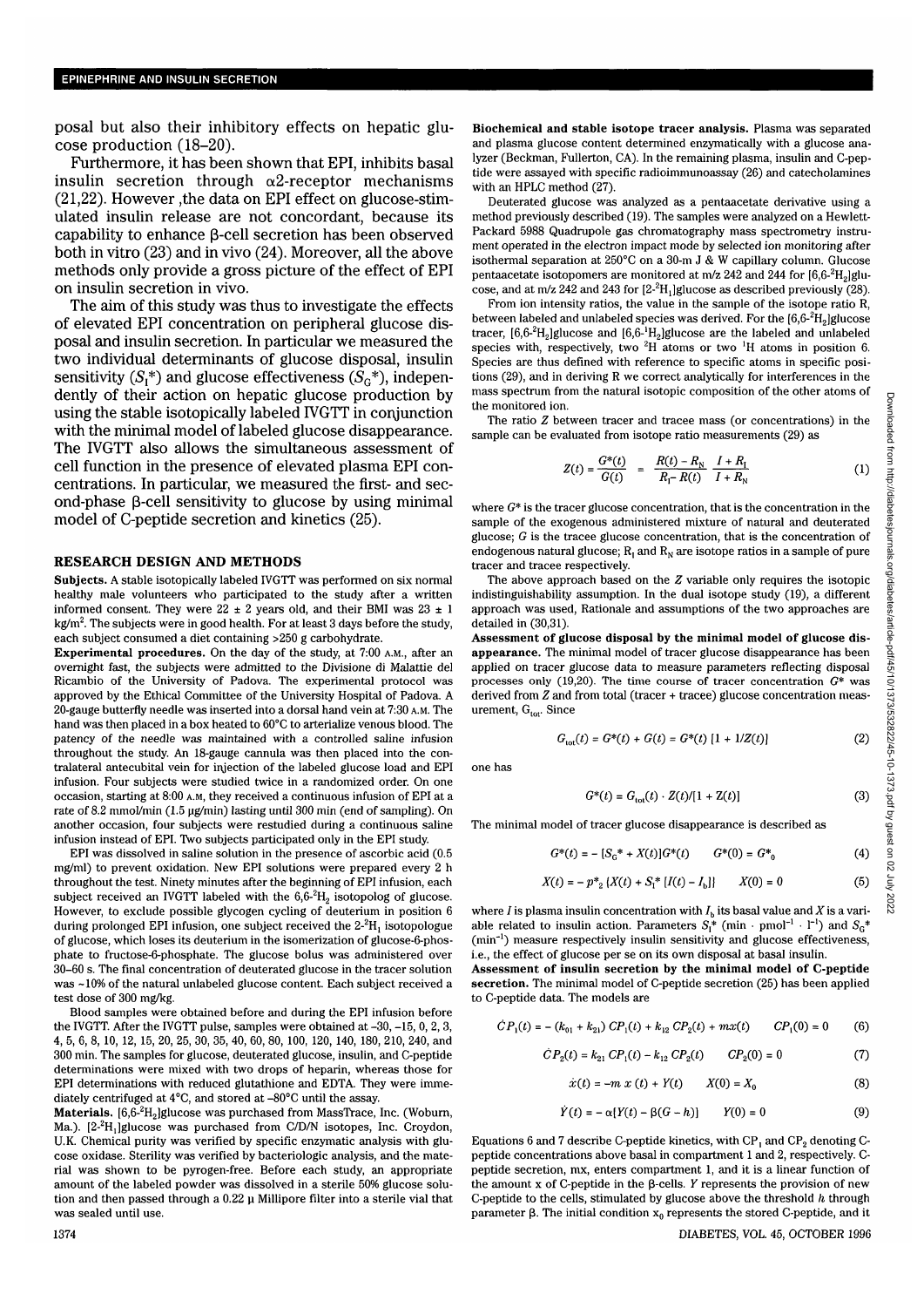posal but also their inhibitory effects on hepatic glucose production (18–20).

Furthermore, it has been shown that EPI, inhibits basal insulin secretion through α2-receptor mechanisms (21,22). However ,the data on EPI effect on glucose-stimulated insulin release are not concordant, because its capability to enhance β-cell secretion has been observed both in vitro (23) and in vivo (24). Moreover, all the above methods only provide a gross picture of the effect of EPI on insulin secretion in vivo.

The aim of this study was thus to investigate the effects of elevated EPI concentration on peripheral glucose disposal and insulin secretion. In particular we measured the two individual determinants of glucose disposal, insulin sensitivity ($S_I$*) and glucose effectiveness ($S_G$*), independently of their action on hepatic glucose production by using the stable isotopically labeled IVGTT in conjunction with the minimal model of labeled glucose disappearance. The IVGTT also allows the simultaneous assessment of cell function in the presence of elevated plasma EPI concentrations. In particular, we measured the first- and second-phase β-cell sensitivity to glucose by using minimal model of C-peptide secretion and kinetics (25).

## RESEARCH DESIGN AND METHODS

**Subjects.** A stable isotopically labeled IVGTT was performed on six normal healthy male volunteers who participated to the study after a written informed consent. They were 22 ± 2 years old, and their BMI was 23 ± 1 kg/m$^2$. The subjects were in good health. For at least 3 days before the study, each subject consumed a diet containing >250 g carbohydrate.

**Experimental procedures.** On the day of the study, at 7:00 A.M., after an overnight fast, the subjects were admitted to the Divisione di Malattie del Ricambio of the University of Padova. The experimental protocol was approved by the Ethical Committee of the University Hospital of Padova. A 20-gauge butterfly needle was inserted into a dorsal hand vein at 7:30 A.M. The hand was then placed in a box heated to 60°C to arterialize venous blood. The patency of the needle was maintained with a controlled saline infusion throughout the study. An 18-gauge cannula was then placed into the contralateral antecubital vein for injection of the labeled glucose load and EPI infusion. Four subjects were studied twice in a randomized order. On one occasion, starting at 8:00 A.M, they received a continuous infusion of EPI at a rate of 8.2 mmol/min (1.5 μg/min) lasting until 300 min (end of sampling). On another occasion, four subjects were restudied during a continuous saline infusion instead of EPI. Two subjects participated only in the EPI study.

EPI was dissolved in saline solution in the presence of ascorbic acid (0.5 mg/ml) to prevent oxidation. New EPI solutions were prepared every 2 h throughout the test. Ninety minutes after the beginning of EPI infusion, each subject received an IVGTT labeled with the 6,6-$^2H_2$ isotopolog of glucose. However, to exclude possible glycogen cycling of deuterium in position 6 during prolonged EPI infusion, one subject received the 2-$^2H_1$ isotopologue of glucose, which loses its deuterium in the isomerization of glucose-6-phosphate to fructose-6-phosphate. The glucose bolus was administered over 30–60 s. The final concentration of deuterated glucose in the tracer solution was ~10% of the natural unlabeled glucose content. Each subject received a test dose of 300 mg/kg.

Blood samples were obtained before and during the EPI infusion before the IVGTT. After the IVGTT pulse, samples were obtained at –30, –15, 0, 2, 3, 4, 5, 6, 8, 10, 12, 15, 20, 25, 30, 35, 40, 60, 80, 100, 120, 140, 180, 210, 240, and 300 min. The samples for glucose, deuterated glucose, insulin, and C-peptide determinations were mixed with two drops of heparin, whereas those for EPI determinations with reduced glutathione and EDTA. They were immediately centrifuged at 4°C, and stored at –80°C until the assay.

**Materials.** [6,6-$^2H_2$]glucose was purchased from MassTrace, Inc. (Woburn, Ma.). [2-$^2H_1$]glucose was purchased from C/D/N isotopes, Inc. Croydon, U.K. Chemical purity was verified by specific enzymatic analysis with glucose oxidase. Sterility was verified by bacteriologic analysis, and the material was shown to be pyrogen-free. Before each study, an appropriate amount of the labeled powder was dissolved in a sterile 50% glucose solution and then passed through a 0.22 μ Millipore filter into a sterile vial that was sealed until use.

**Biochemical and stable isotope tracer analysis.** Plasma was separated and plasma glucose content determined enzymatically with a glucose analyzer (Beckman, Fullerton, CA). In the remaining plasma, insulin and C-peptide were assayed with specific radioimmunoassay (26) and catecholamines with an HPLC method (27).

Deuterated glucose was analyzed as a pentaacetate derivative using a method previously described (19). The samples were analyzed on a Hewlett-Packard 5988 Quadrupole gas chromatography mass spectrometry instrument operated in the electron impact mode by selected ion monitoring after isothermal separation at 250°C on a 30-m J & W capillary column. Glucose pentaacetate isotopomers are monitored at m/z 242 and 244 for [6,6-$^2H_2$]glucose, and at m/z 242 and 243 for [2-$^2H_1$]glucose as described previously (28).

From ion intensity ratios, the value in the sample of the isotope ratio R, between labeled and unlabeled species was derived. For the [6,6-$^2H_2$]glucose tracer, [6,6-$^2H_2$]glucose and [6,6-$^1H_2$]glucose are the labeled and unlabeled species with, respectively, two $^2$H atoms or two $^1$H atoms in position 6. Species are thus defined with reference to specific atoms in specific positions (29), and in deriving R we correct analytically for interferences in the mass spectrum from the natural isotopic composition of the other atoms of the monitored ion.

The ratio Z between tracer and tracee mass (or concentrations) in the sample can be evaluated from isotope ratio measurements (29) as

$$Z(t) = \frac{G^*(t)}{G(t)} = \frac{R(t) - R_N}{R_I - R(t)} \frac{I + R_I}{I + R_N} \tag{1}$$

where $G^*$ is the tracer glucose concentration, that is the concentration in the sample of the exogenous administered mixture of natural and deuterated glucose; $G$ is the tracee glucose concentration, that is the concentration of endogenous natural glucose; $R_I$ and $R_N$ are isotope ratios in a sample of pure tracer and tracee respectively.

The above approach based on the $Z$ variable only requires the isotopic indistinguishability assumption. In the dual isotope study (19), a different approach was used, Rationale and assumptions of the two approaches are detailed in (30,31).

**Assessment of glucose disposal by the minimal model of glucose disappearance.** The minimal model of tracer glucose disappearance has been applied on tracer glucose data to measure parameters reflecting disposal processes only (19,20). The time course of tracer concentration $G^*$ was derived from $Z$ and from total (tracer + tracee) glucose concentration measurement, $G_{tot}$. Since

$$G_{tot}(t) = G^*(t) + G(t) = G^*(t)\,[1 + 1/Z(t)] \tag{2}$$

one has

$$G^*(t) = G_{tot}(t) \cdot Z(t)/[1 + Z(t)] \tag{3}$$

The minimal model of tracer glucose disappearance is described as

$$\dot{G}^*(t) = -\,[S_G{}^* + X(t)]G^*(t) \qquad G^*(0) = G^*_0 \tag{4}$$

$$\dot{X}(t) = -\,p^*_2\,\{X(t) + S_I{}^*\,[I(t) - I_b]\} \qquad X(0) = 0 \tag{5}$$

where $I$ is plasma insulin concentration with $I_b$ its basal value and $X$ is a variable related to insulin action. Parameters $S_I$* (min · pmol$^{-1}$ · l$^{-1}$) and $S_G$* (min$^{-1}$) measure respectively insulin sensitivity and glucose effectiveness, i.e., the effect of glucose per se on its own disposal at basal insulin.

**Assessment of insulin secretion by the minimal model of C-peptide secretion.** The minimal model of C-peptide secretion (25) has been applied to C-peptide data. The models are

$$\dot{C}P_1(t) = -\,(k_{01} + k_{21})\,CP_1(t) + k_{12}\,CP_2(t) + mx(t) \qquad CP_1(0) = 0 \tag{6}$$

$$\dot{C}P_2(t) = k_{21}\,CP_1(t) - k_{12}\,CP_2(t) \qquad CP_2(0) = 0 \tag{7}$$

$$\dot{x}(t) = -m\,x\,(t) + Y(t) \qquad X(0) = X_0 \tag{8}$$

$$\dot{Y}(t) = -\,\alpha[Y(t) - \beta(G - h)] \qquad Y(0) = 0 \tag{9}$$

Equations 6 and 7 describe C-peptide kinetics, with $CP_1$ and $CP_2$ denoting C-peptide concentrations above basal in compartment 1 and 2, respectively. C-peptide secretion, mx, enters compartment 1, and it is a linear function of the amount x of C-peptide in the β-cells. $Y$ represents the provision of new C-peptide to the cells, stimulated by glucose above the threshold $h$ through parameter β. The initial condition $x_0$ represents the stored C-peptide, and it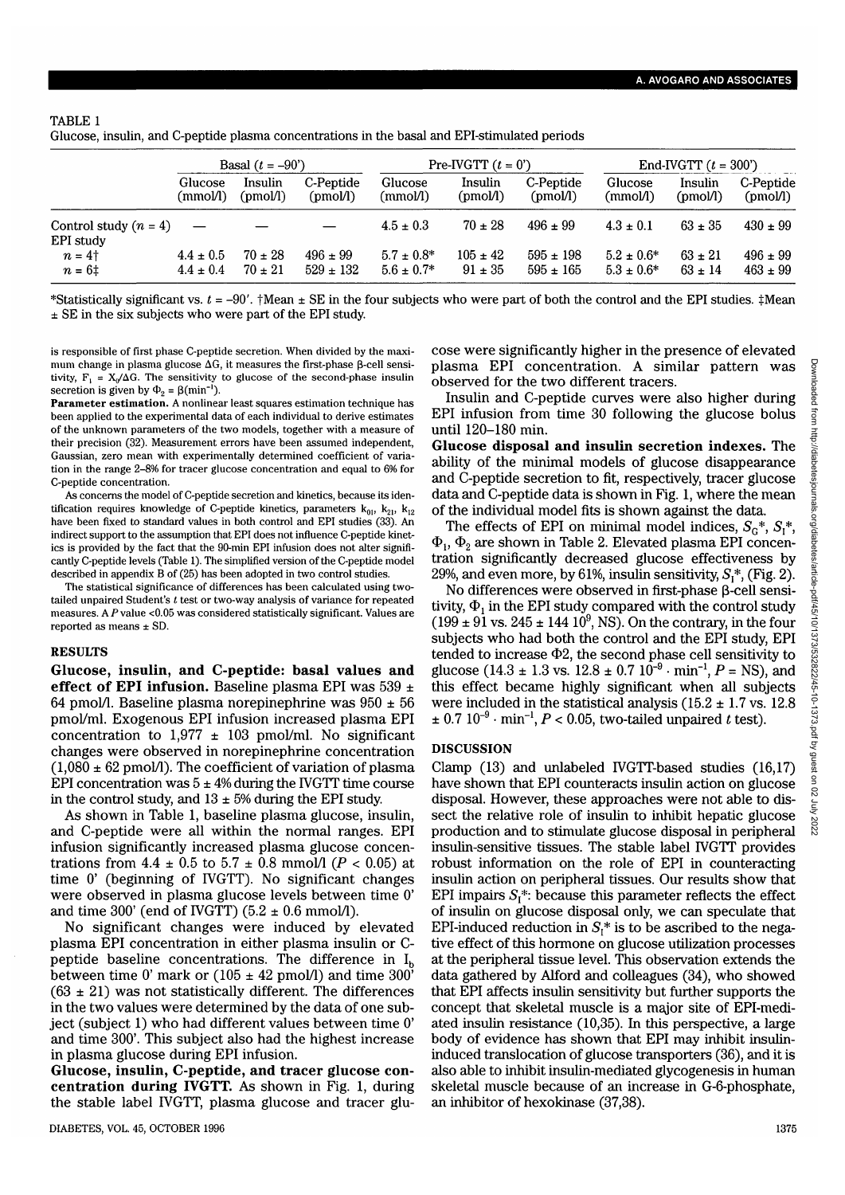TABLE 1

Glucose, insulin, and C-peptide plasma concentrations in the basal and EPI-stimulated periods

| | Basal ($t$ = −90′) | | | Pre-IVGTT ($t$ = 0′) | | | End-IVGTT ($t$ = 300′) | | |
|---|---|---|---|---|---|---|---|---|---|
| | Glucose (mmol/l) | Insulin (pmol/l) | C-Peptide (pmol/l) | Glucose (mmol/l) | Insulin (pmol/l) | C-Peptide (pmol/l) | Glucose (mmol/l) | Insulin (pmol/l) | C-Peptide (pmol/l) |
| Control study ($n$ = 4) | — | — | — | 4.5 ± 0.3 | 70 ± 28 | 496 ± 99 | 4.3 ± 0.1 | 63 ± 35 | 430 ± 99 |
| EPI study | | | | | | | | | |
| $n$ = 4† | 4.4 ± 0.5 | 70 ± 28 | 496 ± 99 | 5.7 ± 0.8* | 105 ± 42 | 595 ± 198 | 5.2 ± 0.6* | 63 ± 21 | 496 ± 99 |
| $n$ = 6‡ | 4.4 ± 0.4 | 70 ± 21 | 529 ± 132 | 5.6 ± 0.7* | 91 ± 35 | 595 ± 165 | 5.3 ± 0.6* | 63 ± 14 | 463 ± 99 |

*Statistically significant vs. $t$ = −90′. †Mean ± SE in the four subjects who were part of both the control and the EPI studies. ‡Mean ± SE in the six subjects who were part of the EPI study.

is responsible of first phase C-peptide secretion. When divided by the maximum change in plasma glucose ΔG, it measures the first-phase β-cell sensitivity, $F_1 = X_0/\Delta G$. The sensitivity to glucose of the second-phase insulin secretion is given by $\Phi_2 = \beta(\text{min}^{-1})$.

**Parameter estimation.** A nonlinear least squares estimation technique has been applied to the experimental data of each individual to derive estimates of the unknown parameters of the two models, together with a measure of their precision (32). Measurement errors have been assumed independent, Gaussian, zero mean with experimentally determined coefficient of variation in the range 2–8% for tracer glucose concentration and equal to 6% for C-peptide concentration.

As concerns the model of C-peptide secretion and kinetics, because its identification requires knowledge of C-peptide kinetics, parameters $k_{01}$, $k_{21}$, $k_{12}$ have been fixed to standard values in both control and EPI studies (33). An indirect support to the assumption that EPI does not influence C-peptide kinetics is provided by the fact that the 90-min EPI infusion does not alter significantly C-peptide levels (Table 1). The simplified version of the C-peptide model described in appendix B of (25) has been adopted in two control studies.

The statistical significance of differences has been calculated using two-tailed unpaired Student's $t$ test or two-way analysis of variance for repeated measures. A $P$ value <0.05 was considered statistically significant. Values are reported as means ± SD.

## RESULTS

**Glucose, insulin, and C-peptide: basal values and effect of EPI infusion.** Baseline plasma EPI was 539 ± 64 pmol/l. Baseline plasma norepinephrine was 950 ± 56 pmol/ml. Exogenous EPI infusion increased plasma EPI concentration to 1,977 ± 103 pmol/ml. No significant changes were observed in norepinephrine concentration (1,080 ± 62 pmol/l). The coefficient of variation of plasma EPI concentration was 5 ± 4% during the IVGTT time course in the control study, and 13 ± 5% during the EPI study.

As shown in Table 1, baseline plasma glucose, insulin, and C-peptide were all within the normal ranges. EPI infusion significantly increased plasma glucose concentrations from 4.4 ± 0.5 to 5.7 ± 0.8 mmol/l ($P$ < 0.05) at time 0′ (beginning of IVGTT). No significant changes were observed in plasma glucose levels between time 0′ and time 300′ (end of IVGTT) (5.2 ± 0.6 mmol/l).

No significant changes were induced by elevated plasma EPI concentration in either plasma insulin or C-peptide baseline concentrations. The difference in $I_b$ between time 0′ mark or (105 ± 42 pmol/l) and time 300′ (63 ± 21) was not statistically different. The differences in the two values were determined by the data of one subject (subject 1) who had different values between time 0′ and time 300′. This subject also had the highest increase in plasma glucose during EPI infusion.

**Glucose, insulin, C-peptide, and tracer glucose concentration during IVGTT.** As shown in Fig. 1, during the stable label IVGTT, plasma glucose and tracer glucose were significantly higher in the presence of elevated plasma EPI concentration. A similar pattern was observed for the two different tracers.

Insulin and C-peptide curves were also higher during EPI infusion from time 30 following the glucose bolus until 120–180 min.

**Glucose disposal and insulin secretion indexes.** The ability of the minimal models of glucose disappearance and C-peptide secretion to fit, respectively, tracer glucose data and C-peptide data is shown in Fig. 1, where the mean of the individual model fits is shown against the data.

The effects of EPI on minimal model indices, $S_G$*, $S_I$*, $\Phi_1$, $\Phi_2$ are shown in Table 2. Elevated plasma EPI concentration significantly decreased glucose effectiveness by 29%, and even more, by 61%, insulin sensitivity, $S_I$*, (Fig. 2).

No differences were observed in first-phase β-cell sensitivity, $\Phi_1$ in the EPI study compared with the control study (199 ± 91 vs. 245 ± 144 $10^9$, NS). On the contrary, in the four subjects who had both the control and the EPI study, EPI tended to increase Φ2, the second phase cell sensitivity to glucose (14.3 ± 1.3 vs. 12.8 ± 0.7 $10^{-9} \cdot \text{min}^{-1}$, $P$ = NS), and this effect became highly significant when all subjects were included in the statistical analysis (15.2 ± 1.7 vs. 12.8 ± 0.7 $10^{-9} \cdot \text{min}^{-1}$, $P$ < 0.05, two-tailed unpaired $t$ test).

## DISCUSSION

Clamp (13) and unlabeled IVGTT-based studies (16,17) have shown that EPI counteracts insulin action on glucose disposal. However, these approaches were not able to dissect the relative role of insulin to inhibit hepatic glucose production and to stimulate glucose disposal in peripheral insulin-sensitive tissues. The stable label IVGTT provides robust information on the role of EPI in counteracting insulin action on peripheral tissues. Our results show that EPI impairs $S_I$*: because this parameter reflects the effect of insulin on glucose disposal only, we can speculate that EPI-induced reduction in $S_I$* is to be ascribed to the negative effect of this hormone on glucose utilization processes at the peripheral tissue level. This observation extends the data gathered by Alford and colleagues (34), who showed that EPI affects insulin sensitivity but further supports the concept that skeletal muscle is a major site of EPI-mediated insulin resistance (10,35). In this perspective, a large body of evidence has shown that EPI may inhibit insulin-induced translocation of glucose transporters (36), and it is also able to inhibit insulin-mediated glycogenesis in human skeletal muscle because of an increase in G-6-phosphate, an inhibitor of hexokinase (37,38).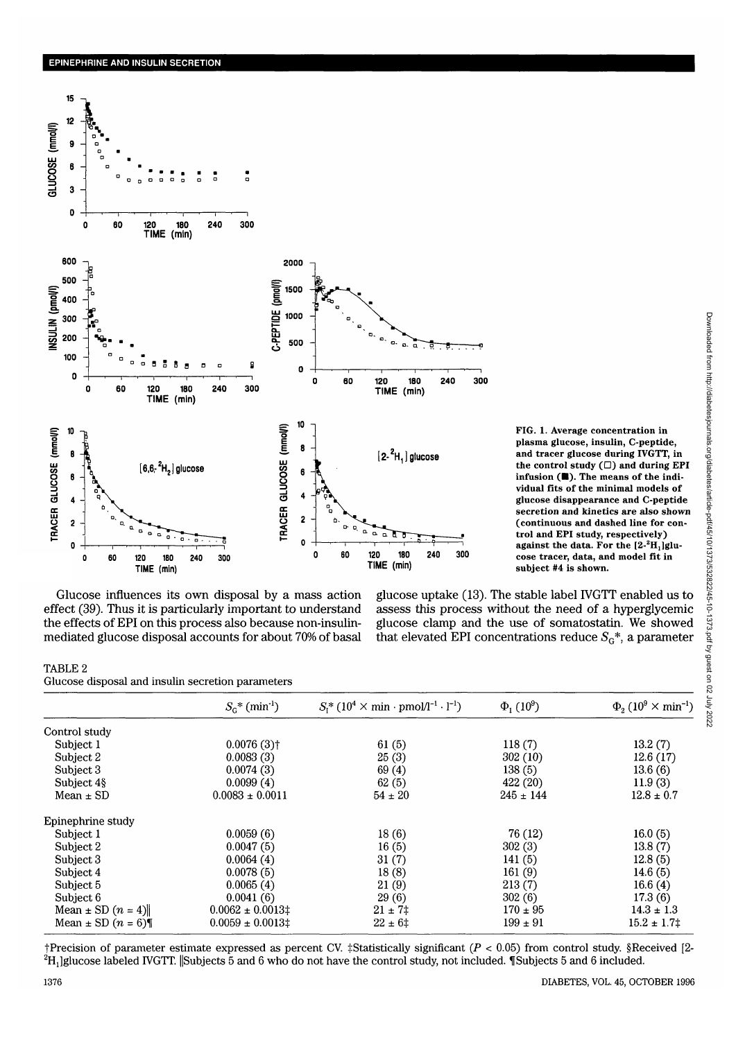FIG. 1. Average concentration in plasma glucose, insulin, C-peptide, and tracer glucose during IVGTT, in the control study (□) and during EPI infusion (■). The means of the individual fits of the minimal models of glucose disappearance and C-peptide secretion and kinetics are also shown (continuous and dashed line for control and EPI study, respectively) against the data. For the [2-$^2H_1$]glucose tracer, data, and model fit in subject #4 is shown.

Glucose influences its own disposal by a mass action effect (39). Thus it is particularly important to understand the effects of EPI on this process also because non-insulin-mediated glucose disposal accounts for about 70% of basal glucose uptake (13). The stable label IVGTT enabled us to assess this process without the need of a hyperglycemic glucose clamp and the use of somatostatin. We showed that elevated EPI concentrations reduce $S_G$*, a parameter

TABLE 2
Glucose disposal and insulin secretion parameters

| | $S_G$* (min$^{-1}$) | $S_I$* ($10^4 \times$ min · pmol/l$^{-1}$ · l$^{-1}$) | $\Phi_1$ ($10^9$) | $\Phi_2$ ($10^9 \times$ min$^{-1}$) |
|---|---|---|---|---|
| Control study | | | | |
| Subject 1 | 0.0076 (3)† | 61 (5) | 118 (7) | 13.2 (7) |
| Subject 2 | 0.0083 (3) | 25 (3) | 302 (10) | 12.6 (17) |
| Subject 3 | 0.0074 (3) | 69 (4) | 138 (5) | 13.6 (6) |
| Subject 4§ | 0.0099 (4) | 62 (5) | 422 (20) | 11.9 (3) |
| Mean ± SD | 0.0083 ± 0.0011 | 54 ± 20 | 245 ± 144 | 12.8 ± 0.7 |
| Epinephrine study | | | | |
| Subject 1 | 0.0059 (6) | 18 (6) | 76 (12) | 16.0 (5) |
| Subject 2 | 0.0047 (5) | 16 (5) | 302 (3) | 13.8 (7) |
| Subject 3 | 0.0064 (4) | 31 (7) | 141 (5) | 12.8 (5) |
| Subject 4 | 0.0078 (5) | 18 (8) | 161 (9) | 14.6 (5) |
| Subject 5 | 0.0065 (4) | 21 (9) | 213 (7) | 16.6 (4) |
| Subject 6 | 0.0041 (6) | 29 (6) | 302 (6) | 17.3 (6) |
| Mean ± SD ($n$ = 4)‖ | 0.0062 ± 0.0013‡ | 21 ± 7‡ | 170 ± 95 | 14.3 ± 1.3 |
| Mean ± SD ($n$ = 6)¶ | 0.0059 ± 0.0013‡ | 22 ± 6‡ | 199 ± 91 | 15.2 ± 1.7‡ |

†Precision of parameter estimate expressed as percent CV. ‡Statistically significant ($P < 0.05$) from control study. §Received [2-$^2H_1$]glucose labeled IVGTT. ‖Subjects 5 and 6 who do not have the control study, not included. ¶Subjects 5 and 6 included.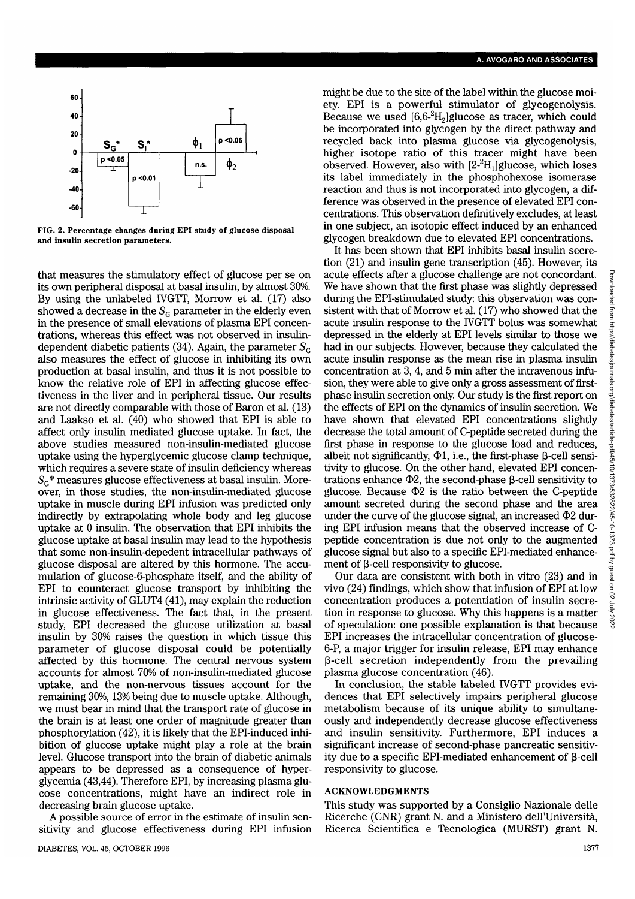FIG. 2. Percentage changes during EPI study of glucose disposal and insulin secretion parameters.

that measures the stimulatory effect of glucose per se on its own peripheral disposal at basal insulin, by almost 30%. By using the unlabeled IVGTT, Morrow et al. (17) also showed a decrease in the $S_G$ parameter in the elderly even in the presence of small elevations of plasma EPI concentrations, whereas this effect was not observed in insulin-dependent diabetic patients (34). Again, the parameter $S_G$ also measures the effect of glucose in inhibiting its own production at basal insulin, and thus it is not possible to know the relative role of EPI in affecting glucose effectiveness in the liver and in peripheral tissue. Our results are not directly comparable with those of Baron et al. (13) and Laakso et al. (40) who showed that EPI is able to affect only insulin mediated glucose uptake. In fact, the above studies measured non-insulin-mediated glucose uptake using the hyperglycemic glucose clamp technique, which requires a severe state of insulin deficiency whereas $S_G$* measures glucose effectiveness at basal insulin. Moreover, in those studies, the non-insulin-mediated glucose uptake in muscle during EPI infusion was predicted only indirectly by extrapolating whole body and leg glucose uptake at 0 insulin. The observation that EPI inhibits the glucose uptake at basal insulin may lead to the hypothesis that some non-insulin-depedent intracellular pathways of glucose disposal are altered by this hormone. The accumulation of glucose-6-phosphate itself, and the ability of EPI to counteract glucose transport by inhibiting the intrinsic activity of GLUT4 (41), may explain the reduction in glucose effectiveness. The fact that, in the present study, EPI decreased the glucose utilization at basal insulin by 30% raises the question in which tissue this parameter of glucose disposal could be potentially affected by this hormone. The central nervous system accounts for almost 70% of non-insulin-mediated glucose uptake, and the non-nervous tissues account for the remaining 30%, 13% being due to muscle uptake. Although, we must bear in mind that the transport rate of glucose in the brain is at least one order of magnitude greater than phosphorylation (42), it is likely that the EPI-induced inhibition of glucose uptake might play a role at the brain level. Glucose transport into the brain of diabetic animals appears to be depressed as a consequence of hyperglycemia (43,44). Therefore EPI, by increasing plasma glucose concentrations, might have an indirect role in decreasing brain glucose uptake.

A possible source of error in the estimate of insulin sensitivity and glucose effectiveness during EPI infusion might be due to the site of the label within the glucose moiety. EPI is a powerful stimulator of glycogenolysis. Because we used [6,6-$^2H_2$]glucose as tracer, which could be incorporated into glycogen by the direct pathway and recycled back into plasma glucose via glycogenolysis, higher isotope ratio of this tracer might have been observed. However, also with [2-$^2H_1$]glucose, which loses its label immediately in the phosphohexose isomerase reaction and thus is not incorporated into glycogen, a difference was observed in the presence of elevated EPI concentrations. This observation definitively excludes, at least in one subject, an isotopic effect induced by an enhanced glycogen breakdown due to elevated EPI concentrations.

It has been shown that EPI inhibits basal insulin secretion (21) and insulin gene transcription (45). However, its acute effects after a glucose challenge are not concordant. We have shown that the first phase was slightly depressed during the EPI-stimulated study: this observation was consistent with that of Morrow et al. (17) who showed that the acute insulin response to the IVGTT bolus was somewhat depressed in the elderly at EPI levels similar to those we had in our subjects. However, because they calculated the acute insulin response as the mean rise in plasma insulin concentration at 3, 4, and 5 min after the intravenous infusion, they were able to give only a gross assessment of first-phase insulin secretion only. Our study is the first report on the effects of EPI on the dynamics of insulin secretion. We have shown that elevated EPI concentrations slightly decrease the total amount of C-peptide secreted during the first phase in response to the glucose load and reduces, albeit not significantly, $\Phi 1$, i.e., the first-phase β-cell sensitivity to glucose. On the other hand, elevated EPI concentrations enhance $\Phi 2$, the second-phase β-cell sensitivity to glucose. Because $\Phi 2$ is the ratio between the C-peptide amount secreted during the second phase and the area under the curve of the glucose signal, an increased $\Phi 2$ during EPI infusion means that the observed increase of C-peptide concentration is due not only to the augmented glucose signal but also to a specific EPI-mediated enhancement of β-cell responsivity to glucose.

Our data are consistent with both in vitro (23) and in vivo (24) findings, which show that infusion of EPI at low concentration produces a potentiation of insulin secretion in response to glucose. Why this happens is a matter of speculation: one possible explanation is that because EPI increases the intracellular concentration of glucose-6-P, a major trigger for insulin release, EPI may enhance β-cell secretion independently from the prevailing plasma glucose concentration (46).

In conclusion, the stable labeled IVGTT provides evidences that EPI selectively impairs peripheral glucose metabolism because of its unique ability to simultaneously and independently decrease glucose effectiveness and insulin sensitivity. Furthermore, EPI induces a significant increase of second-phase pancreatic sensitivity due to a specific EPI-mediated enhancement of β-cell responsivity to glucose.

## ACKNOWLEDGMENTS

This study was supported by a Consiglio Nazionale delle Ricerche (CNR) grant N. and a Ministero dell'Università, Ricerca Scientifica e Tecnologica (MURST) grant N.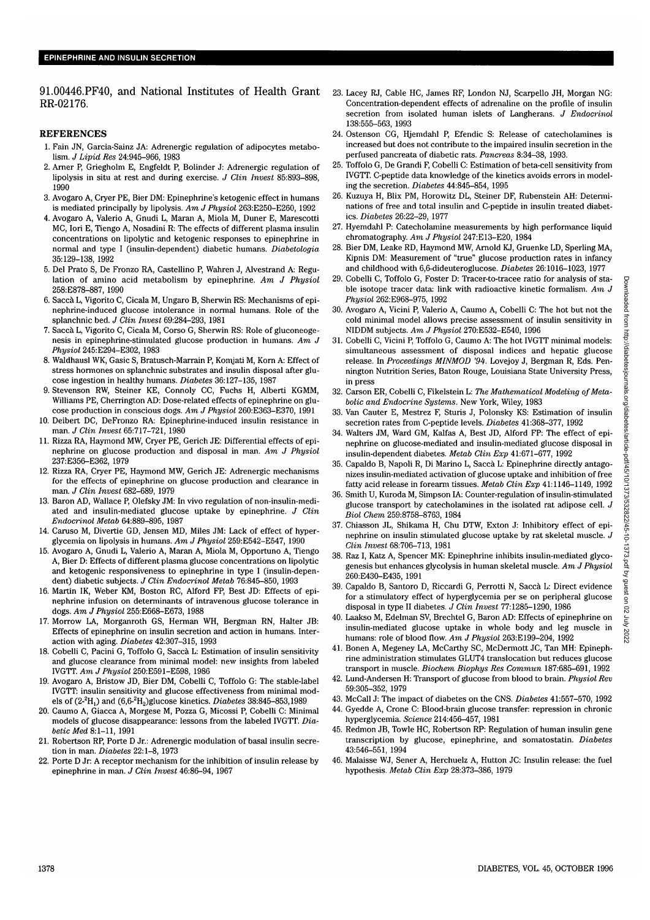91.00446.PF40, and National Institutes of Health Grant RR-02176.

## REFERENCES

1. Fain JN, Garcia-Sainz JA: Adrenergic regulation of adipocytes metabolism. *J Lipid Res* 24:945–966, 1983
2. Arner P, Griegholm E, Engfeldt P, Bolinder J: Adrenergic regulation of lipolysis in situ at rest and during exercise. *J Clin Invest* 85:893–898, 1990
3. Avogaro A, Cryer PE, Bier DM: Epinephrine's ketogenic effect in humans is mediated principally by lipolysis. *Am J Physiol* 263:E250–E260, 1992
4. Avogaro A, Valerio A, Gnudi L, Maran A, Miola M, Duner E, Marescotti MC, Iori E, Tiengo A, Nosadini R: The effects of different plasma insulin concentrations on lipolytic and ketogenic responses to epinephrine in normal and type I (insulin-dependent) diabetic humans. *Diabetologia* 35:129–138, 1992
5. Del Prato S, De Fronzo RA, Castellino P, Wahren J, Alvestrand A: Regulation of amino acid metabolism by epinephrine. *Am J Physiol* 258:E878–887, 1990
6. Saccà L, Vigorito C, Cicala M, Ungaro B, Sherwin RS: Mechanisms of epinephrine-induced glucose intolerance in normal humans. Role of the splanchnic bed. *J Clin Invest* 69:284–293, 1981
7. Saccà L, Vigorito C, Cicala M, Corso G, Sherwin RS: Role of gluconeogenesis in epinephrine-stimulated glucose production in humans. *Am J Physiol* 245:E294–E302, 1983
8. Waldhausl WK, Gasic S, Bratusch-Marrain P, Komjati M, Korn A: Effect of stress hormones on splanchnic substrates and insulin disposal after glucose ingestion in healthy humans. *Diabetes* 36:127–135, 1987
9. Stevenson RW, Steiner KE, Connoly CC, Fuchs H, Alberti KGMM, Williams PE, Cherrington AD: Dose-related effects of epinephrine on glucose production in conscious dogs. *Am J Physiol* 260:E363–E370, 1991
10. Deibert DC, DeFronzo RA: Epinephrine-induced insulin resistance in man. *J Clin Invest* 65:717–721, 1980
11. Rizza RA, Haymond MW, Cryer PE, Gerich JE: Differential effects of epinephrine on glucose production and disposal in man. *Am J Physiol* 237:E356–E362, 1979
12. Rizza RA, Cryer PE, Haymond MW, Gerich JE: Adrenergic mechanisms for the effects of epinephrine on glucose production and clearance in man. *J Clin Invest* 682–689, 1979
13. Baron AD, Wallace P, Olefsky JM: In vivo regulation of non-insulin-mediated and insulin-mediated glucose uptake by epinephrine. *J Clin Endocrinol Metab* 64:889–895, 1987
14. Caruso M, Divertie GD, Jensen MD, Miles JM: Lack of effect of hyperglycemia on lipolysis in humans. *Am J Physiol* 259:E542–E547, 1990
15. Avogaro A, Gnudi L, Valerio A, Maran A, Miola M, Opportuno A, Tiengo A, Bier D: Effects of different plasma glucose concentrations on lipolytic and ketogenic responsiveness to epinephrine in type I (insulin-dependent) diabetic subjects. *J Clin Endocrinol Metab* 76:845–850, 1993
16. Martin IK, Weber KM, Boston RC, Alford FP, Best JD: Effects of epinephrine infusion on determinants of intravenous glucose tolerance in dogs. *Am J Physiol* 255:E668–E673, 1988
17. Morrow LA, Morganroth GS, Herman WH, Bergman RN, Halter JB: Effects of epinephrine on insulin secretion and action in humans. Interaction with aging. *Diabetes* 42:307–315, 1993
18. Cobelli C, Pacini G, Toffolo G, Saccà L: Estimation of insulin sensitivity and glucose clearance from minimal model: new insights from labeled IVGTT. *Am J Physiol* 250:E591–E598, 1986
19. Avogaro A, Bristow JD, Bier DM, Cobelli C, Toffolo G: The stable-label IVGTT: insulin sensitivity and glucose effectiveness from minimal models of ($2$-$^2H_1$) and ($6,6$-$^2H_2$)glucose kinetics. *Diabetes* 38:845–853,1989
20. Caumo A, Giacca A, Morgese M, Pozza G, Micossi P, Cobelli C: Minimal models of glucose disappearance: lessons from the labeled IVGTT. *Diabetic Med* 8:1–11, 1991
21. Robertson RP, Porte D Jr.: Adrenergic modulation of basal insulin secretion in man. *Diabetes* 22:1–8, 1973
22. Porte D Jr: A receptor mechanism for the inhibition of insulin release by epinephrine in man. *J Clin Invest* 46:86–94, 1967
23. Lacey RJ, Cable HC, James RF, London NJ, Scarpello JH, Morgan NG: Concentration-dependent effects of adrenaline on the profile of insulin secretion from isolated human islets of Langherans. *J Endocrinol* 138:555–563, 1993
24. Ostenson CG, Hjemdahl P, Efendic S: Release of catecholamines is increased but does not contribute to the impaired insulin secretion in the perfused pancreata of diabetic rats. *Pancreas* 8:34–38, 1993.
25. Toffolo G, De Grandi F, Cobelli C: Estimation of beta-cell sensitivity from IVGTT. C-peptide data knowledge of the kinetics avoids errors in modeling the secretion. *Diabetes* 44:845–854, 1995
26. Kuzuya H, Blix PM, Horowitz DL, Steiner DF, Rubenstein AH: Determinations of free and total insulin and C-peptide in insulin treated diabetics. *Diabetes* 26:22–29, 1977
27. Hyemdahl P: Catecholamine measurements by high performance liquid chromatography. *Am J Physiol* 247:E13–E20, 1984
28. Bier DM, Leake RD, Haymond MW, Arnold KJ, Gruenke LD, Sperling MA, Kipnis DM: Measurement of "true" glucose production rates in infancy and childhood with 6,6-dideuteroglucose. *Diabetes* 26:1016–1023, 1977
29. Cobelli C, Toffolo G, Foster D: Tracer-to-tracee ratio for analysis of stable isotope tracer data: link with radioactive kinetic formalism. *Am J Physiol* 262:E968–975, 1992
30. Avogaro A, Vicini P, Valerio A, Caumo A, Cobelli C: The hot but not the cold minimal model allows precise assessment of insulin sensitivity in NIDDM subjects. *Am J Physiol* 270:E532–E540, 1996
31. Cobelli C, Vicini P, Toffolo G, Caumo A: The hot IVGTT minimal models: simultaneous assessment of disposal indices and hepatic glucose release. In *Proceedings MINMOD '94*. Lovejoy J, Bergman R, Eds. Pennington Nutrition Series, Baton Rouge, Louisiana State University Press, in press
32. Carson ER, Cobelli C, Fikelstein L: *The Mathematical Modeling of Metabolic and Endocrine Systems*. New York, Wiley, 1983
33. Van Cauter E, Mestrez F, Sturis J, Polonsky KS: Estimation of insulin secretion rates from C-peptide levels. *Diabetes* 41:368–377, 1992
34. Walters JM, Ward GM, Kalfas A, Best JD, Alford FP: The effect of epinephrine on glucose-mediated and insulin-mediated glucose disposal in insulin-dependent diabetes. *Metab Clin Exp* 41:671–677, 1992
35. Capaldo B, Napoli R, Di Marino L, Saccà L: Epinephrine directly antagonizes insulin-mediated activation of glucose uptake and inhibition of free fatty acid release in forearm tissues. *Metab Clin Exp* 41:1146–1149, 1992
36. Smith U, Kuroda M, Simpson IA: Counter-regulation of insulin-stimulated glucose transport by catecholamines in the isolated rat adipose cell. *J Biol Chem* 259:8758–8763, 1984
37. Chiasson JL, Shikama H, Chu DTW, Exton J: Inhibitory effect of epinephrine on insulin stimulated glucose uptake by rat skeletal muscle. *J Clin Invest* 68:706–713, 1981
38. Raz I, Katz A, Spencer MK: Epinephrine inhibits insulin-mediated glycogenesis but enhances glycolysis in human skeletal muscle. *Am J Physiol* 260:E430–E435, 1991
39. Capaldo B, Santoro D, Riccardi G, Perrotti N, Saccà L: Direct evidence for a stimulatory effect of hyperglycemia per se on peripheral glucose disposal in type II diabetes. *J Clin Invest* 77:1285–1290, 1986
40. Laakso M, Edelman SV, Brechtel G, Baron AD: Effects of epinephrine on insulin-mediated glucose uptake in whole body and leg muscle in humans: role of blood flow. *Am J Physiol* 263:E199–204, 1992
41. Bonen A, Megeney LA, McCarthy SC, McDermott JC, Tan MH: Epinephrine administration stimulates GLUT4 translocation but reduces glucose transport in muscle. *Biochem Biophys Res Commun* 187:685–691, 1992
42. Lund-Andersen H: Transport of glucose from blood to brain. *Physiol Rev* 59:305–352, 1979
43. McCall J: The impact of diabetes on the CNS. *Diabetes* 41:557–570, 1992
44. Gyedde A, Crone C: Blood-brain glucose transfer: repression in chronic hyperglycemia. *Science* 214:456–457, 1981
45. Redmon JB, Towle HC, Robertson RP: Regulation of human insulin gene transcription by glucose, epinephrine, and somatostatin. *Diabetes* 43:546–551, 1994
46. Malaisse WJ, Sener A, Herchuelz A, Hutton JC: Insulin release: the fuel hypothesis. *Metab Clin Exp* 28:373–386, 1979